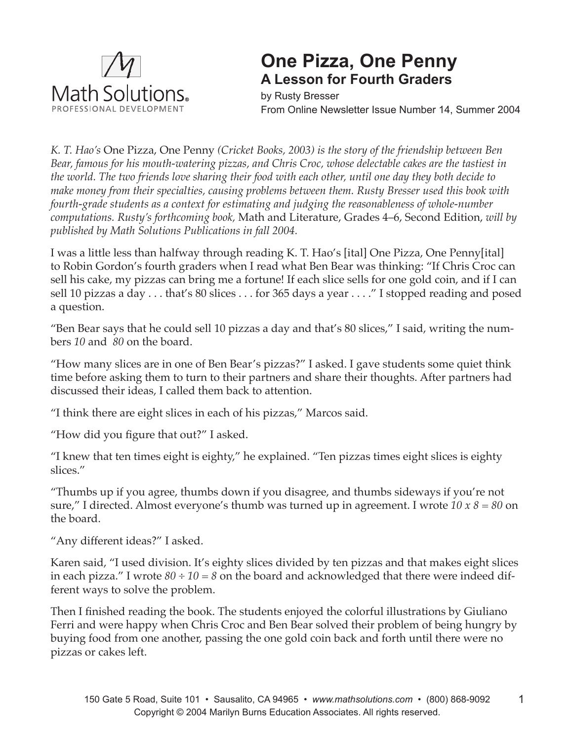Math Solutions®
PROFESSIONAL DEVELOPMENT

# One Pizza, One Penny

## A Lesson for Fourth Graders

by Rusty Bresser
From Online Newsletter Issue Number 14, Summer 2004

*K. T. Hao's* One Pizza, One Penny *(Cricket Books, 2003) is the story of the friendship between Ben Bear, famous for his mouth-watering pizzas, and Chris Croc, whose delectable cakes are the tastiest in the world. The two friends love sharing their food with each other, until one day they both decide to make money from their specialties, causing problems between them. Rusty Bresser used this book with fourth-grade students as a context for estimating and judging the reasonableness of whole-number computations. Rusty's forthcoming book,* Math and Literature, Grades 4–6, Second Edition, *will by published by Math Solutions Publications in fall 2004.*

I was a little less than halfway through reading K. T. Hao's [ital] One Pizza, One Penny[ital] to Robin Gordon's fourth graders when I read what Ben Bear was thinking: "If Chris Croc can sell his cake, my pizzas can bring me a fortune! If each slice sells for one gold coin, and if I can sell 10 pizzas a day . . . that's 80 slices . . . for 365 days a year . . . ." I stopped reading and posed a question.

"Ben Bear says that he could sell 10 pizzas a day and that's 80 slices," I said, writing the numbers *10* and *80* on the board.

"How many slices are in one of Ben Bear's pizzas?" I asked. I gave students some quiet think time before asking them to turn to their partners and share their thoughts. After partners had discussed their ideas, I called them back to attention.

"I think there are eight slices in each of his pizzas," Marcos said.

"How did you figure that out?" I asked.

"I knew that ten times eight is eighty," he explained. "Ten pizzas times eight slices is eighty slices."

"Thumbs up if you agree, thumbs down if you disagree, and thumbs sideways if you're not sure," I directed. Almost everyone's thumb was turned up in agreement. I wrote $10 \times 8 = 80$ on the board.

"Any different ideas?" I asked.

Karen said, "I used division. It's eighty slices divided by ten pizzas and that makes eight slices in each pizza." I wrote $80 \div 10 = 8$ on the board and acknowledged that there were indeed different ways to solve the problem.

Then I finished reading the book. The students enjoyed the colorful illustrations by Giuliano Ferri and were happy when Chris Croc and Ben Bear solved their problem of being hungry by buying food from one another, passing the one gold coin back and forth until there were no pizzas or cakes left.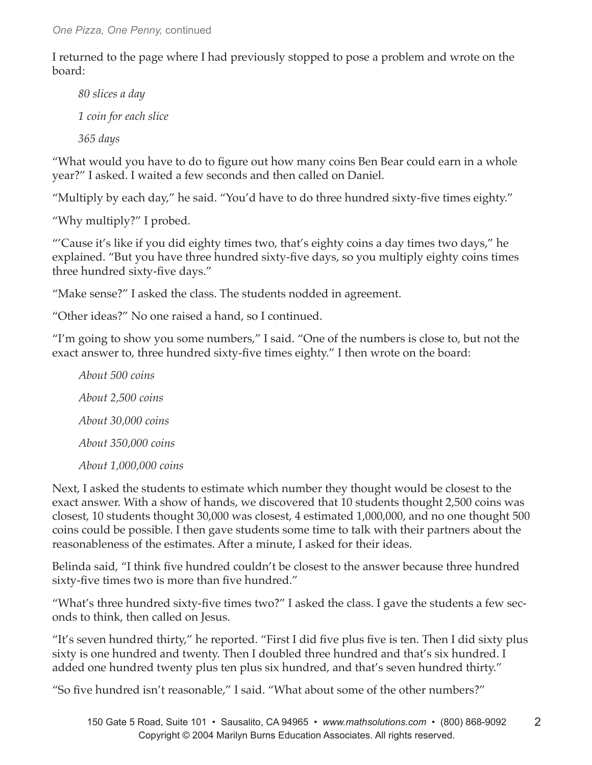I returned to the page where I had previously stopped to pose a problem and wrote on the board:

*80 slices a day*

*1 coin for each slice*

*365 days*

"What would you have to do to figure out how many coins Ben Bear could earn in a whole year?" I asked. I waited a few seconds and then called on Daniel.

"Multiply by each day," he said. "You'd have to do three hundred sixty-five times eighty."

"Why multiply?" I probed.

"'Cause it's like if you did eighty times two, that's eighty coins a day times two days," he explained. "But you have three hundred sixty-five days, so you multiply eighty coins times three hundred sixty-five days."

"Make sense?" I asked the class. The students nodded in agreement.

"Other ideas?" No one raised a hand, so I continued.

"I'm going to show you some numbers," I said. "One of the numbers is close to, but not the exact answer to, three hundred sixty-five times eighty." I then wrote on the board:

*About 500 coins*

*About 2,500 coins*

*About 30,000 coins*

*About 350,000 coins*

*About 1,000,000 coins*

Next, I asked the students to estimate which number they thought would be closest to the exact answer. With a show of hands, we discovered that 10 students thought 2,500 coins was closest, 10 students thought 30,000 was closest, 4 estimated 1,000,000, and no one thought 500 coins could be possible. I then gave students some time to talk with their partners about the reasonableness of the estimates. After a minute, I asked for their ideas.

Belinda said, "I think five hundred couldn't be closest to the answer because three hundred sixty-five times two is more than five hundred."

"What's three hundred sixty-five times two?" I asked the class. I gave the students a few seconds to think, then called on Jesus.

"It's seven hundred thirty," he reported. "First I did five plus five is ten. Then I did sixty plus sixty is one hundred and twenty. Then I doubled three hundred and that's six hundred. I added one hundred twenty plus ten plus six hundred, and that's seven hundred thirty."

"So five hundred isn't reasonable," I said. "What about some of the other numbers?"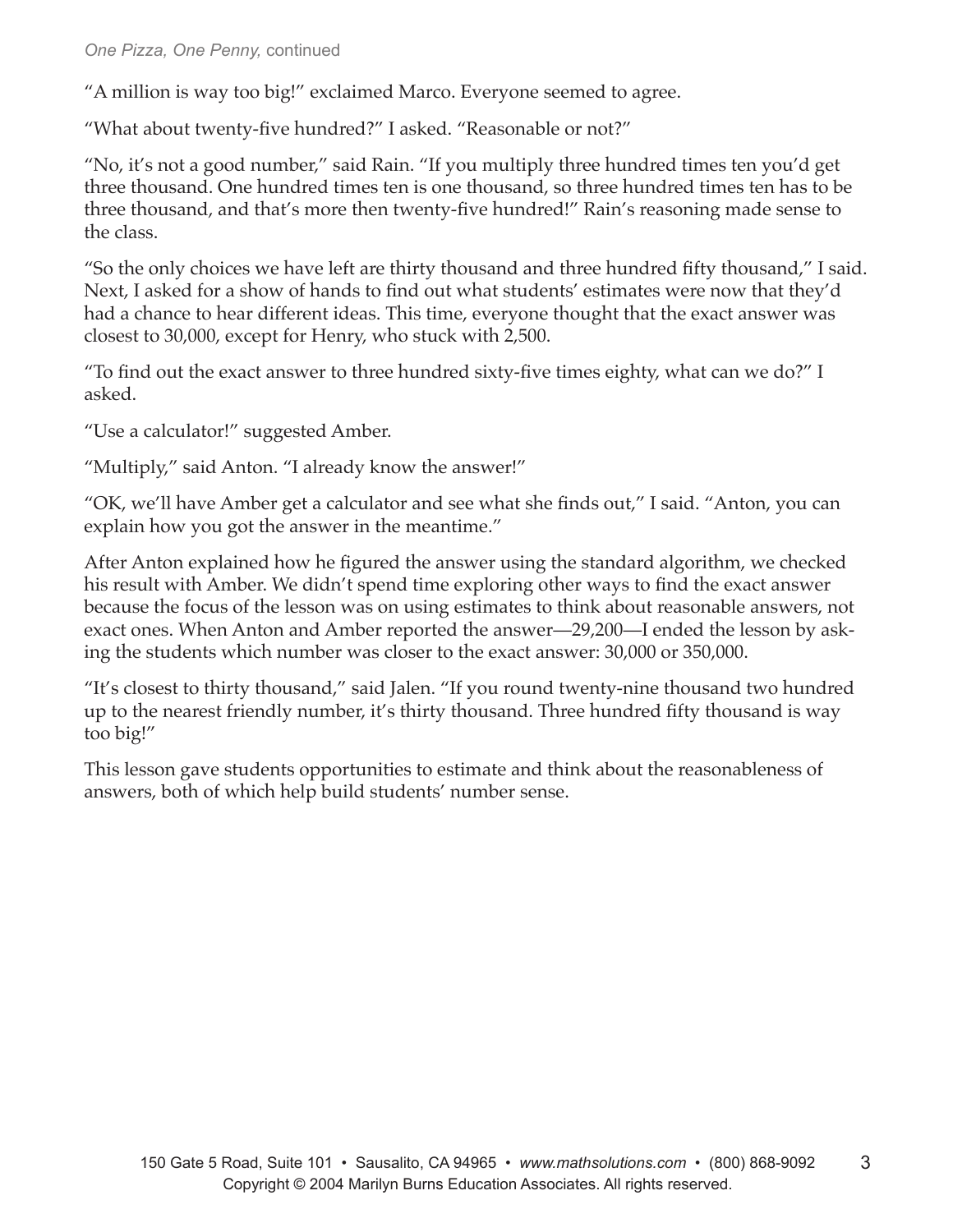"A million is way too big!" exclaimed Marco. Everyone seemed to agree.

"What about twenty-five hundred?" I asked. "Reasonable or not?"

"No, it's not a good number," said Rain. "If you multiply three hundred times ten you'd get three thousand. One hundred times ten is one thousand, so three hundred times ten has to be three thousand, and that's more then twenty-five hundred!" Rain's reasoning made sense to the class.

"So the only choices we have left are thirty thousand and three hundred fifty thousand," I said. Next, I asked for a show of hands to find out what students' estimates were now that they'd had a chance to hear different ideas. This time, everyone thought that the exact answer was closest to 30,000, except for Henry, who stuck with 2,500.

"To find out the exact answer to three hundred sixty-five times eighty, what can we do?" I asked.

"Use a calculator!" suggested Amber.

"Multiply," said Anton. "I already know the answer!"

"OK, we'll have Amber get a calculator and see what she finds out," I said. "Anton, you can explain how you got the answer in the meantime."

After Anton explained how he figured the answer using the standard algorithm, we checked his result with Amber. We didn't spend time exploring other ways to find the exact answer because the focus of the lesson was on using estimates to think about reasonable answers, not exact ones. When Anton and Amber reported the answer—29,200—I ended the lesson by asking the students which number was closer to the exact answer: 30,000 or 350,000.

"It's closest to thirty thousand," said Jalen. "If you round twenty-nine thousand two hundred up to the nearest friendly number, it's thirty thousand. Three hundred fifty thousand is way too big!"

This lesson gave students opportunities to estimate and think about the reasonableness of answers, both of which help build students' number sense.